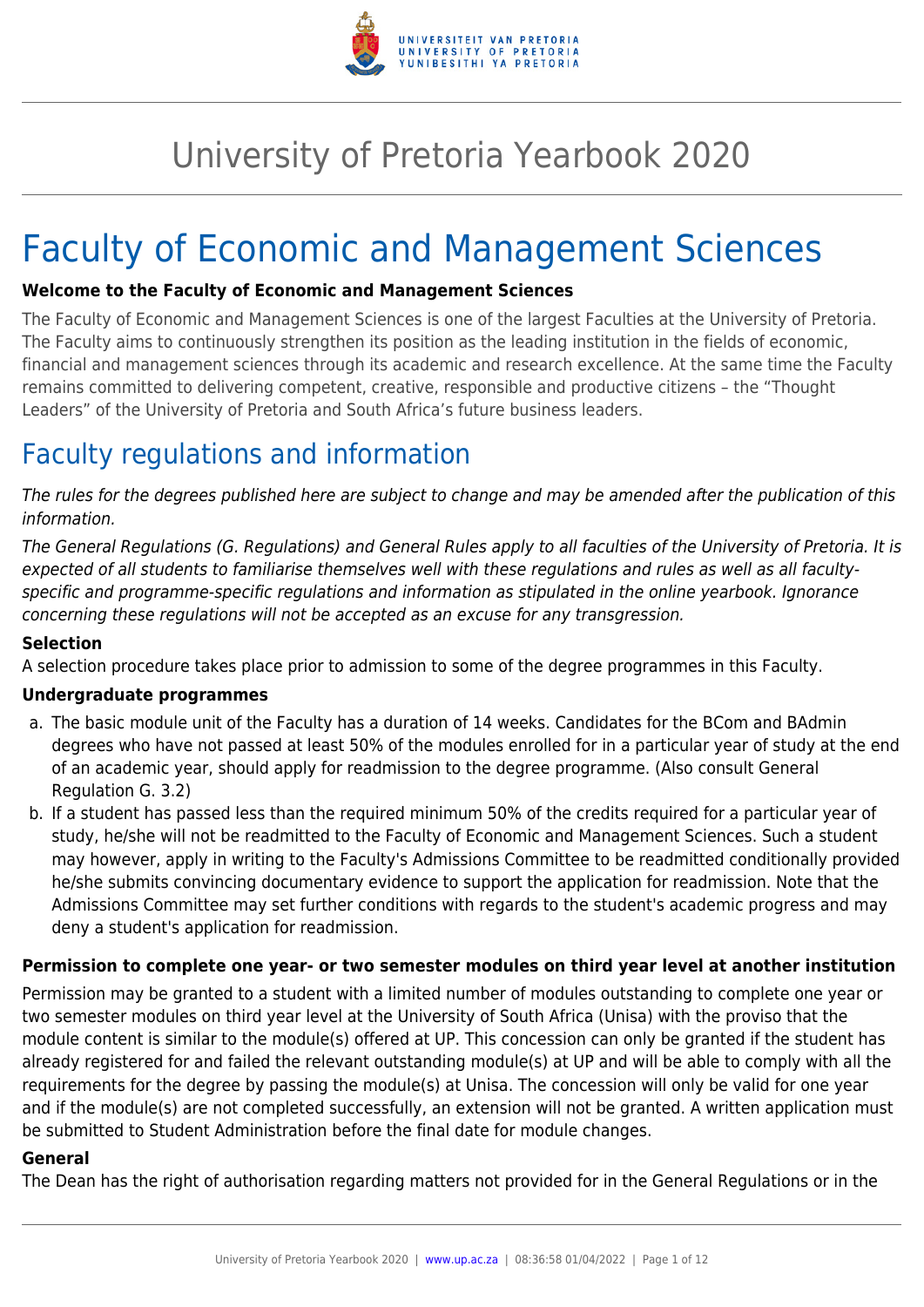# University of Pretoria Yearbook 2020

# Faculty of Economic and Management Sciences

**Welcome to the Faculty of Economic and Management Sciences**

The Faculty of Economic and Management Sciences is one of the largest Faculties at the University of Pretoria. The Faculty aims to continuously strengthen its position as the leading institution in the fields of economic, financial and management sciences through its academic and research excellence. At the same time the Faculty remains committed to delivering competent, creative, responsible and productive citizens – the "Thought Leaders" of the University of Pretoria and South Africa's future business leaders.

## Faculty regulations and information

*The rules for the degrees published here are subject to change and may be amended after the publication of this information.*

*The General Regulations (G. Regulations) and General Rules apply to all faculties of the University of Pretoria. It is expected of all students to familiarise themselves well with these regulations and rules as well as all faculty-specific and programme-specific regulations and information as stipulated in the online yearbook. Ignorance concerning these regulations will not be accepted as an excuse for any transgression.*

**Selection**

A selection procedure takes place prior to admission to some of the degree programmes in this Faculty.

**Undergraduate programmes**

a. The basic module unit of the Faculty has a duration of 14 weeks. Candidates for the BCom and BAdmin degrees who have not passed at least 50% of the modules enrolled for in a particular year of study at the end of an academic year, should apply for readmission to the degree programme. (Also consult General Regulation G. 3.2)
b. If a student has passed less than the required minimum 50% of the credits required for a particular year of study, he/she will not be readmitted to the Faculty of Economic and Management Sciences. Such a student may however, apply in writing to the Faculty's Admissions Committee to be readmitted conditionally provided he/she submits convincing documentary evidence to support the application for readmission. Note that the Admissions Committee may set further conditions with regards to the student's academic progress and may deny a student's application for readmission.

**Permission to complete one year- or two semester modules on third year level at another institution**

Permission may be granted to a student with a limited number of modules outstanding to complete one year or two semester modules on third year level at the University of South Africa (Unisa) with the proviso that the module content is similar to the module(s) offered at UP. This concession can only be granted if the student has already registered for and failed the relevant outstanding module(s) at UP and will be able to comply with all the requirements for the degree by passing the module(s) at Unisa. The concession will only be valid for one year and if the module(s) are not completed successfully, an extension will not be granted. A written application must be submitted to Student Administration before the final date for module changes.

**General**

The Dean has the right of authorisation regarding matters not provided for in the General Regulations or in the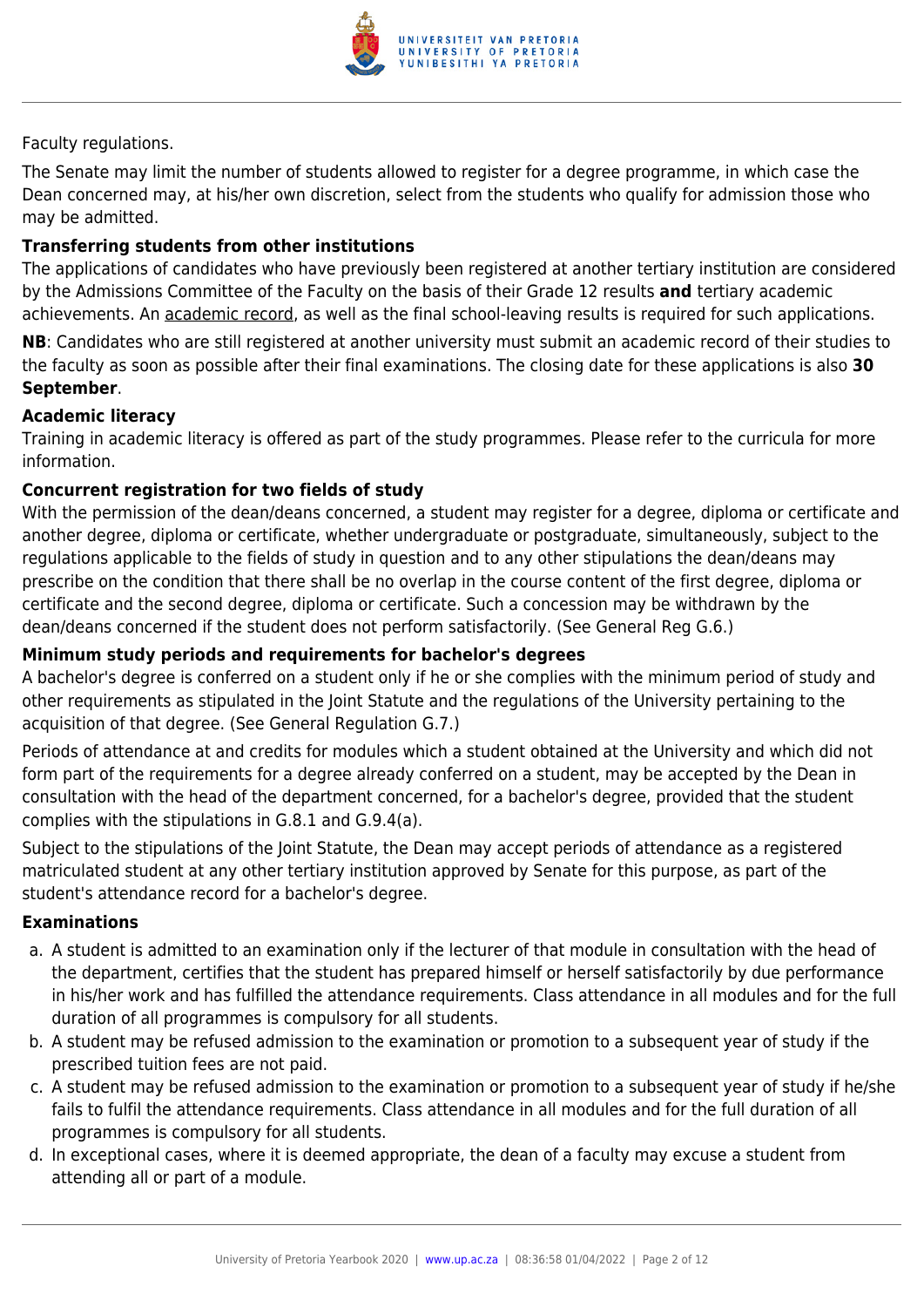Faculty regulations.

The Senate may limit the number of students allowed to register for a degree programme, in which case the Dean concerned may, at his/her own discretion, select from the students who qualify for admission those who may be admitted.

**Transferring students from other institutions**

The applications of candidates who have previously been registered at another tertiary institution are considered by the Admissions Committee of the Faculty on the basis of their Grade 12 results **and** tertiary academic achievements. An academic record, as well as the final school-leaving results is required for such applications.

**NB**: Candidates who are still registered at another university must submit an academic record of their studies to the faculty as soon as possible after their final examinations. The closing date for these applications is also **30 September**.

**Academic literacy**

Training in academic literacy is offered as part of the study programmes. Please refer to the curricula for more information.

**Concurrent registration for two fields of study**

With the permission of the dean/deans concerned, a student may register for a degree, diploma or certificate and another degree, diploma or certificate, whether undergraduate or postgraduate, simultaneously, subject to the regulations applicable to the fields of study in question and to any other stipulations the dean/deans may prescribe on the condition that there shall be no overlap in the course content of the first degree, diploma or certificate and the second degree, diploma or certificate. Such a concession may be withdrawn by the dean/deans concerned if the student does not perform satisfactorily. (See General Reg G.6.)

**Minimum study periods and requirements for bachelor's degrees**

A bachelor's degree is conferred on a student only if he or she complies with the minimum period of study and other requirements as stipulated in the Joint Statute and the regulations of the University pertaining to the acquisition of that degree. (See General Regulation G.7.)

Periods of attendance at and credits for modules which a student obtained at the University and which did not form part of the requirements for a degree already conferred on a student, may be accepted by the Dean in consultation with the head of the department concerned, for a bachelor's degree, provided that the student complies with the stipulations in G.8.1 and G.9.4(a).

Subject to the stipulations of the Joint Statute, the Dean may accept periods of attendance as a registered matriculated student at any other tertiary institution approved by Senate for this purpose, as part of the student's attendance record for a bachelor's degree.

**Examinations**

a. A student is admitted to an examination only if the lecturer of that module in consultation with the head of the department, certifies that the student has prepared himself or herself satisfactorily by due performance in his/her work and has fulfilled the attendance requirements. Class attendance in all modules and for the full duration of all programmes is compulsory for all students.
b. A student may be refused admission to the examination or promotion to a subsequent year of study if the prescribed tuition fees are not paid.
c. A student may be refused admission to the examination or promotion to a subsequent year of study if he/she fails to fulfil the attendance requirements. Class attendance in all modules and for the full duration of all programmes is compulsory for all students.
d. In exceptional cases, where it is deemed appropriate, the dean of a faculty may excuse a student from attending all or part of a module.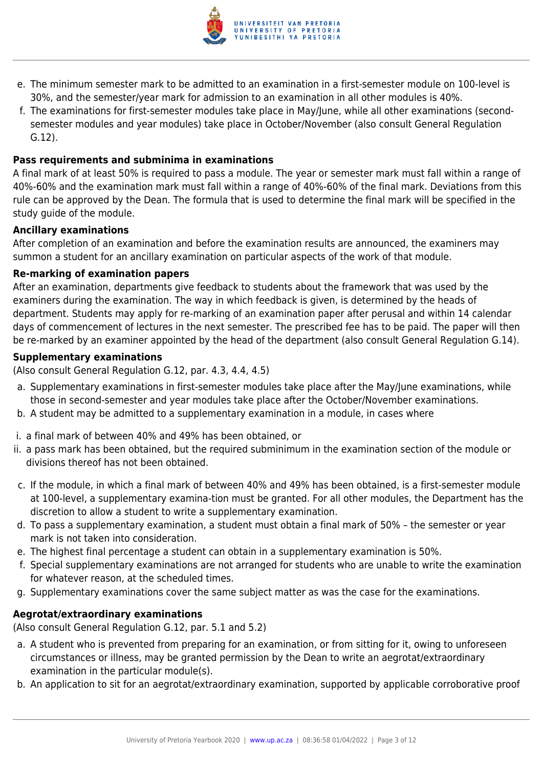e. The minimum semester mark to be admitted to an examination in a first-semester module on 100-level is 30%, and the semester/year mark for admission to an examination in all other modules is 40%.
f. The examinations for first-semester modules take place in May/June, while all other examinations (second-semester modules and year modules) take place in October/November (also consult General Regulation G.12).

**Pass requirements and subminima in examinations**

A final mark of at least 50% is required to pass a module. The year or semester mark must fall within a range of 40%-60% and the examination mark must fall within a range of 40%-60% of the final mark. Deviations from this rule can be approved by the Dean. The formula that is used to determine the final mark will be specified in the study guide of the module.

**Ancillary examinations**

After completion of an examination and before the examination results are announced, the examiners may summon a student for an ancillary examination on particular aspects of the work of that module.

**Re-marking of examination papers**

After an examination, departments give feedback to students about the framework that was used by the examiners during the examination. The way in which feedback is given, is determined by the heads of department. Students may apply for re-marking of an examination paper after perusal and within 14 calendar days of commencement of lectures in the next semester. The prescribed fee has to be paid. The paper will then be re-marked by an examiner appointed by the head of the department (also consult General Regulation G.14).

**Supplementary examinations**

(Also consult General Regulation G.12, par. 4.3, 4.4, 4.5)

a. Supplementary examinations in first-semester modules take place after the May/June examinations, while those in second-semester and year modules take place after the October/November examinations.
b. A student may be admitted to a supplementary examination in a module, in cases where

i. a final mark of between 40% and 49% has been obtained, or
ii. a pass mark has been obtained, but the required subminimum in the examination section of the module or divisions thereof has not been obtained.

c. If the module, in which a final mark of between 40% and 49% has been obtained, is a first-semester module at 100-level, a supplementary examina-tion must be granted. For all other modules, the Department has the discretion to allow a student to write a supplementary examination.
d. To pass a supplementary examination, a student must obtain a final mark of 50% – the semester or year mark is not taken into consideration.
e. The highest final percentage a student can obtain in a supplementary examination is 50%.
f. Special supplementary examinations are not arranged for students who are unable to write the examination for whatever reason, at the scheduled times.
g. Supplementary examinations cover the same subject matter as was the case for the examinations.

**Aegrotat/extraordinary examinations**

(Also consult General Regulation G.12, par. 5.1 and 5.2)

a. A student who is prevented from preparing for an examination, or from sitting for it, owing to unforeseen circumstances or illness, may be granted permission by the Dean to write an aegrotat/extraordinary examination in the particular module(s).
b. An application to sit for an aegrotat/extraordinary examination, supported by applicable corroborative proof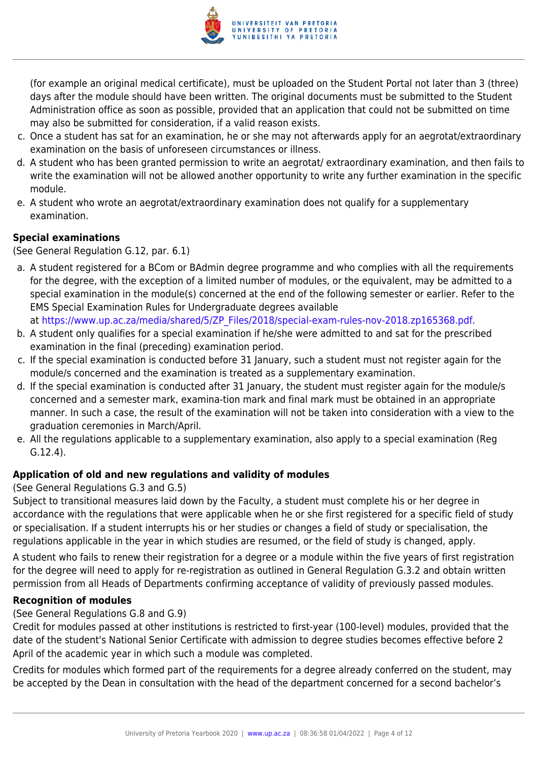(for example an original medical certificate), must be uploaded on the Student Portal not later than 3 (three) days after the module should have been written. The original documents must be submitted to the Student Administration office as soon as possible, provided that an application that could not be submitted on time may also be submitted for consideration, if a valid reason exists.

c. Once a student has sat for an examination, he or she may not afterwards apply for an aegrotat/extraordinary examination on the basis of unforeseen circumstances or illness.
d. A student who has been granted permission to write an aegrotat/ extraordinary examination, and then fails to write the examination will not be allowed another opportunity to write any further examination in the specific module.
e. A student who wrote an aegrotat/extraordinary examination does not qualify for a supplementary examination.

**Special examinations**

(See General Regulation G.12, par. 6.1)

a. A student registered for a BCom or BAdmin degree programme and who complies with all the requirements for the degree, with the exception of a limited number of modules, or the equivalent, may be admitted to a special examination in the module(s) concerned at the end of the following semester or earlier. Refer to the EMS Special Examination Rules for Undergraduate degrees available at https://www.up.ac.za/media/shared/5/ZP_Files/2018/special-exam-rules-nov-2018.zp165368.pdf.
b. A student only qualifies for a special examination if he/she were admitted to and sat for the prescribed examination in the final (preceding) examination period.
c. If the special examination is conducted before 31 January, such a student must not register again for the module/s concerned and the examination is treated as a supplementary examination.
d. If the special examination is conducted after 31 January, the student must register again for the module/s concerned and a semester mark, examina-tion mark and final mark must be obtained in an appropriate manner. In such a case, the result of the examination will not be taken into consideration with a view to the graduation ceremonies in March/April.
e. All the regulations applicable to a supplementary examination, also apply to a special examination (Reg G.12.4).

**Application of old and new regulations and validity of modules**

(See General Regulations G.3 and G.5)

Subject to transitional measures laid down by the Faculty, a student must complete his or her degree in accordance with the regulations that were applicable when he or she first registered for a specific field of study or specialisation. If a student interrupts his or her studies or changes a field of study or specialisation, the regulations applicable in the year in which studies are resumed, or the field of study is changed, apply.

A student who fails to renew their registration for a degree or a module within the five years of first registration for the degree will need to apply for re-registration as outlined in General Regulation G.3.2 and obtain written permission from all Heads of Departments confirming acceptance of validity of previously passed modules.

**Recognition of modules**

(See General Regulations G.8 and G.9)

Credit for modules passed at other institutions is restricted to first-year (100-level) modules, provided that the date of the student's National Senior Certificate with admission to degree studies becomes effective before 2 April of the academic year in which such a module was completed.

Credits for modules which formed part of the requirements for a degree already conferred on the student, may be accepted by the Dean in consultation with the head of the department concerned for a second bachelor's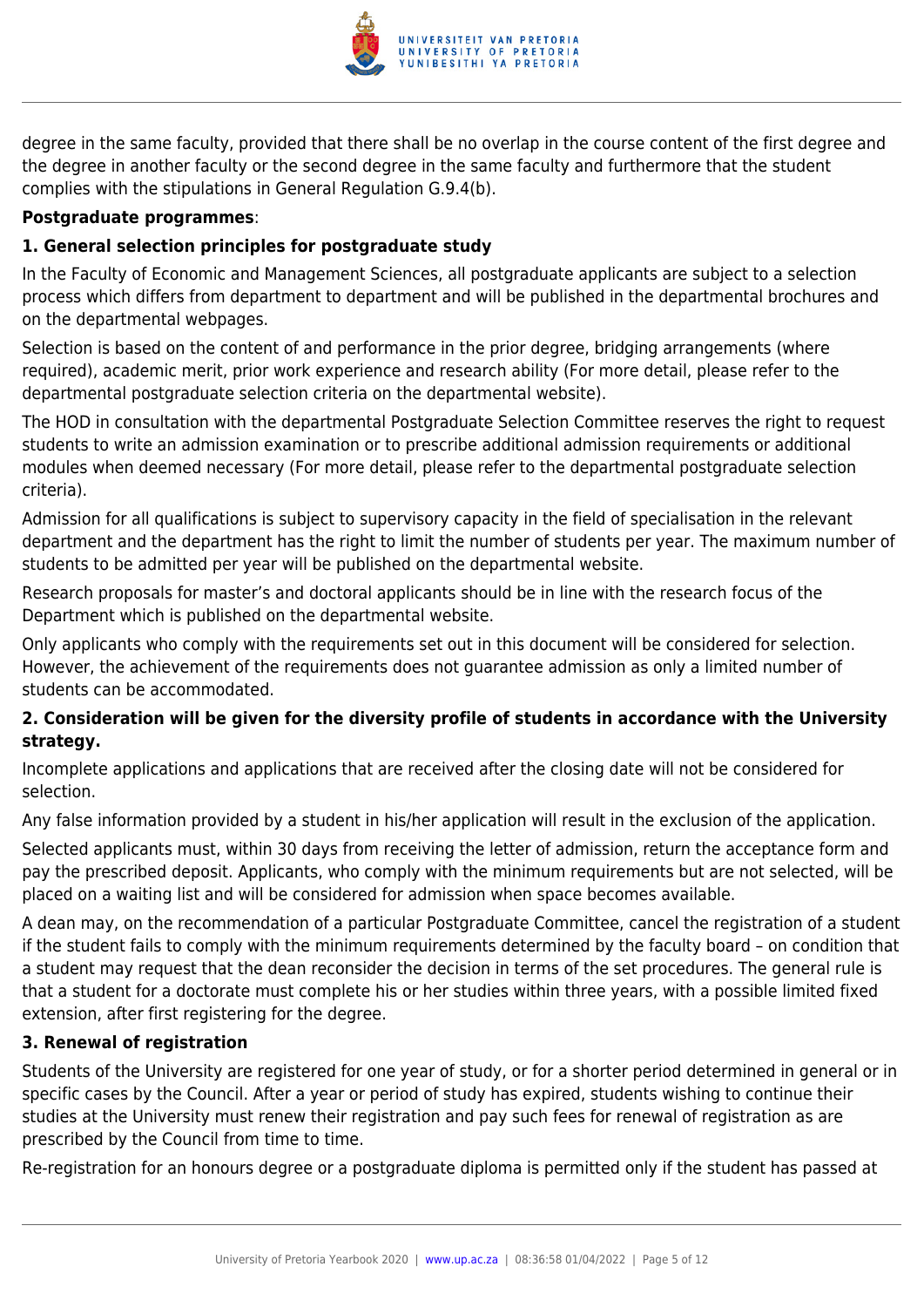degree in the same faculty, provided that there shall be no overlap in the course content of the first degree and the degree in another faculty or the second degree in the same faculty and furthermore that the student complies with the stipulations in General Regulation G.9.4(b).

**Postgraduate programmes**:

**1. General selection principles for postgraduate study**

In the Faculty of Economic and Management Sciences, all postgraduate applicants are subject to a selection process which differs from department to department and will be published in the departmental brochures and on the departmental webpages.

Selection is based on the content of and performance in the prior degree, bridging arrangements (where required), academic merit, prior work experience and research ability (For more detail, please refer to the departmental postgraduate selection criteria on the departmental website).

The HOD in consultation with the departmental Postgraduate Selection Committee reserves the right to request students to write an admission examination or to prescribe additional admission requirements or additional modules when deemed necessary (For more detail, please refer to the departmental postgraduate selection criteria).

Admission for all qualifications is subject to supervisory capacity in the field of specialisation in the relevant department and the department has the right to limit the number of students per year. The maximum number of students to be admitted per year will be published on the departmental website.

Research proposals for master's and doctoral applicants should be in line with the research focus of the Department which is published on the departmental website.

Only applicants who comply with the requirements set out in this document will be considered for selection. However, the achievement of the requirements does not guarantee admission as only a limited number of students can be accommodated.

**2. Consideration will be given for the diversity profile of students in accordance with the University strategy.**

Incomplete applications and applications that are received after the closing date will not be considered for selection.

Any false information provided by a student in his/her application will result in the exclusion of the application.

Selected applicants must, within 30 days from receiving the letter of admission, return the acceptance form and pay the prescribed deposit. Applicants, who comply with the minimum requirements but are not selected, will be placed on a waiting list and will be considered for admission when space becomes available.

A dean may, on the recommendation of a particular Postgraduate Committee, cancel the registration of a student if the student fails to comply with the minimum requirements determined by the faculty board – on condition that a student may request that the dean reconsider the decision in terms of the set procedures. The general rule is that a student for a doctorate must complete his or her studies within three years, with a possible limited fixed extension, after first registering for the degree.

**3. Renewal of registration**

Students of the University are registered for one year of study, or for a shorter period determined in general or in specific cases by the Council. After a year or period of study has expired, students wishing to continue their studies at the University must renew their registration and pay such fees for renewal of registration as are prescribed by the Council from time to time.

Re-registration for an honours degree or a postgraduate diploma is permitted only if the student has passed at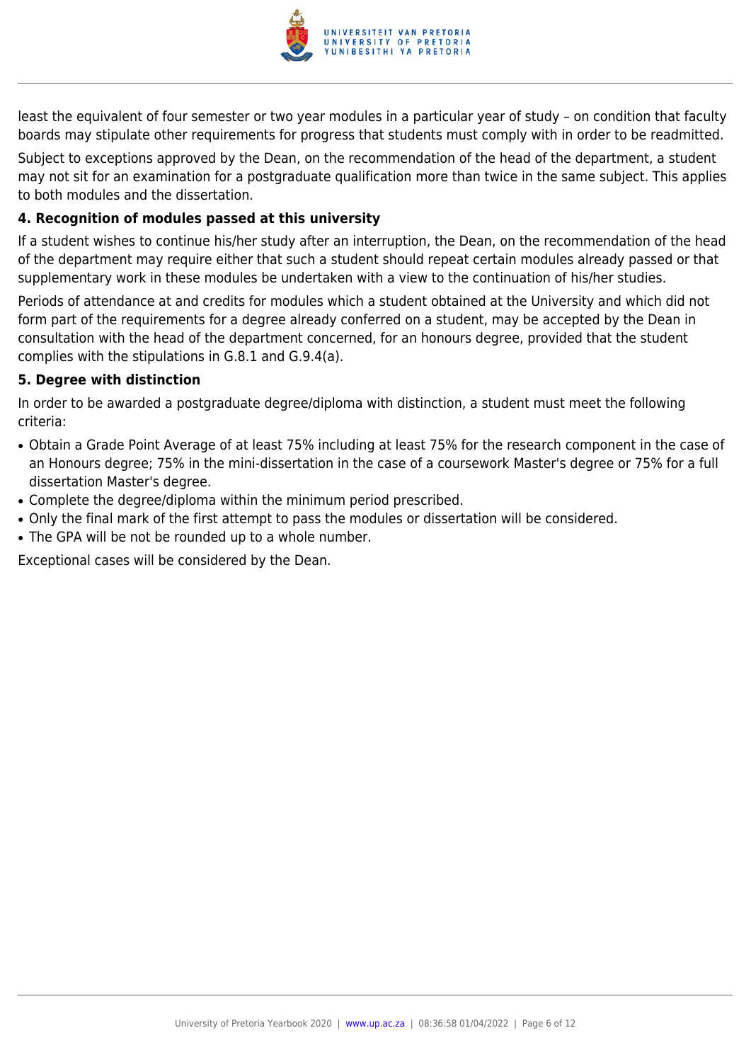least the equivalent of four semester or two year modules in a particular year of study – on condition that faculty boards may stipulate other requirements for progress that students must comply with in order to be readmitted.

Subject to exceptions approved by the Dean, on the recommendation of the head of the department, a student may not sit for an examination for a postgraduate qualification more than twice in the same subject. This applies to both modules and the dissertation.

**4. Recognition of modules passed at this university**

If a student wishes to continue his/her study after an interruption, the Dean, on the recommendation of the head of the department may require either that such a student should repeat certain modules already passed or that supplementary work in these modules be undertaken with a view to the continuation of his/her studies.

Periods of attendance at and credits for modules which a student obtained at the University and which did not form part of the requirements for a degree already conferred on a student, may be accepted by the Dean in consultation with the head of the department concerned, for an honours degree, provided that the student complies with the stipulations in G.8.1 and G.9.4(a).

**5. Degree with distinction**

In order to be awarded a postgraduate degree/diploma with distinction, a student must meet the following criteria:

- Obtain a Grade Point Average of at least 75% including at least 75% for the research component in the case of an Honours degree; 75% in the mini-dissertation in the case of a coursework Master's degree or 75% for a full dissertation Master's degree.
- Complete the degree/diploma within the minimum period prescribed.
- Only the final mark of the first attempt to pass the modules or dissertation will be considered.
- The GPA will be not be rounded up to a whole number.

Exceptional cases will be considered by the Dean.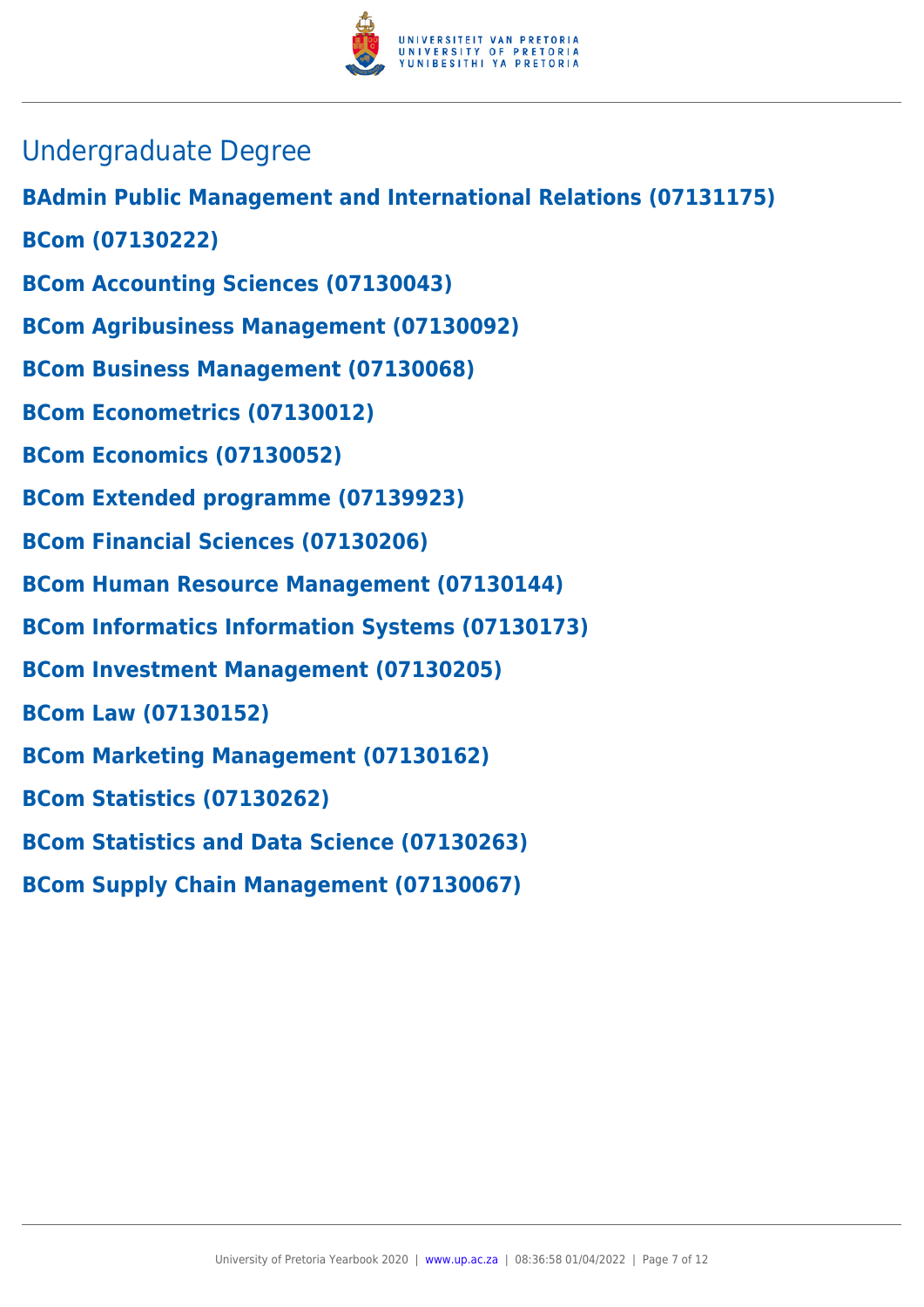## Undergraduate Degree

**BAdmin Public Management and International Relations (07131175)**

**BCom (07130222)**

**BCom Accounting Sciences (07130043)**

**BCom Agribusiness Management (07130092)**

**BCom Business Management (07130068)**

**BCom Econometrics (07130012)**

**BCom Economics (07130052)**

**BCom Extended programme (07139923)**

**BCom Financial Sciences (07130206)**

**BCom Human Resource Management (07130144)**

**BCom Informatics Information Systems (07130173)**

**BCom Investment Management (07130205)**

**BCom Law (07130152)**

**BCom Marketing Management (07130162)**

**BCom Statistics (07130262)**

**BCom Statistics and Data Science (07130263)**

**BCom Supply Chain Management (07130067)**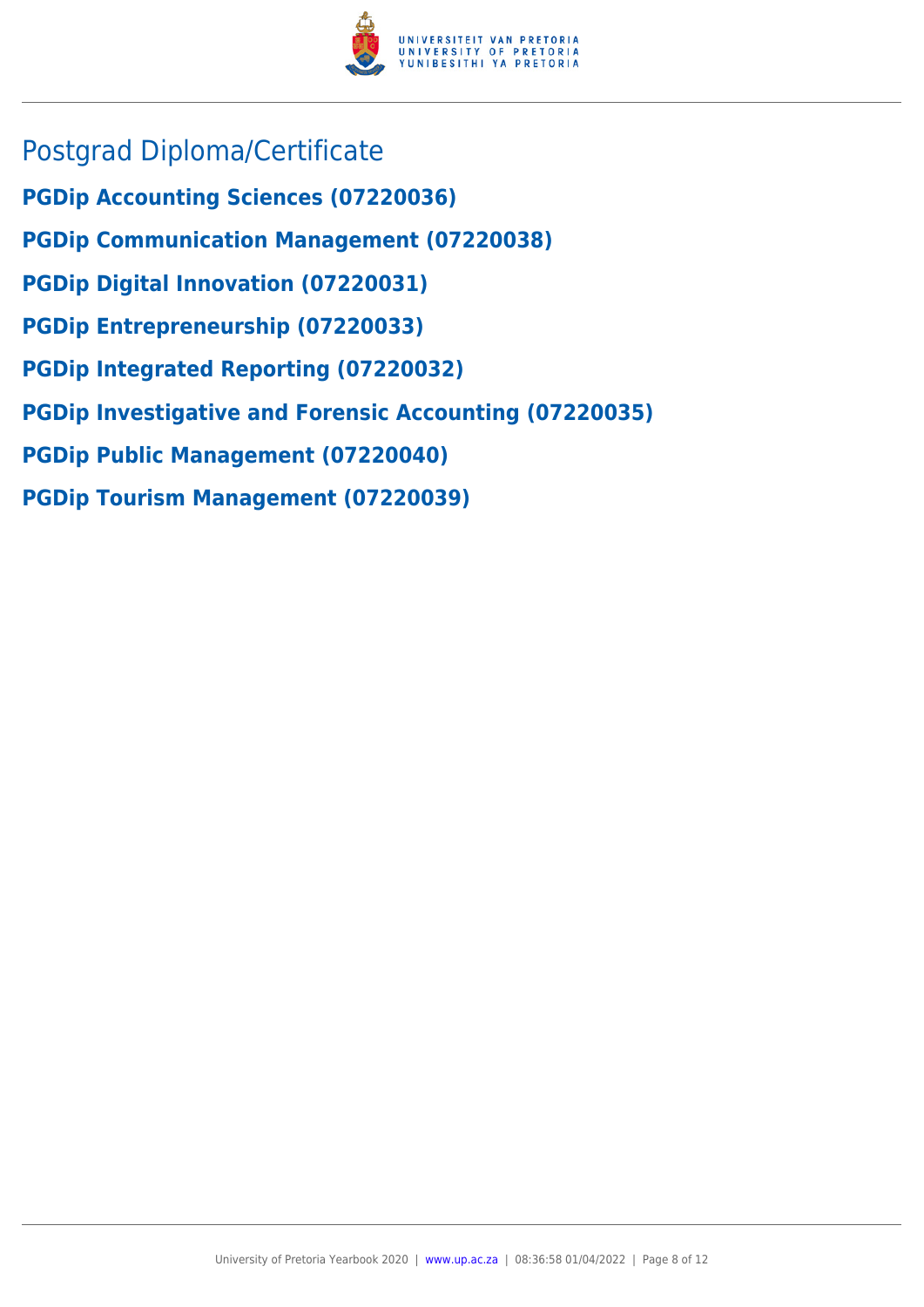## Postgrad Diploma/Certificate

**PGDip Accounting Sciences (07220036)**

**PGDip Communication Management (07220038)**

**PGDip Digital Innovation (07220031)**

**PGDip Entrepreneurship (07220033)**

**PGDip Integrated Reporting (07220032)**

**PGDip Investigative and Forensic Accounting (07220035)**

**PGDip Public Management (07220040)**

**PGDip Tourism Management (07220039)**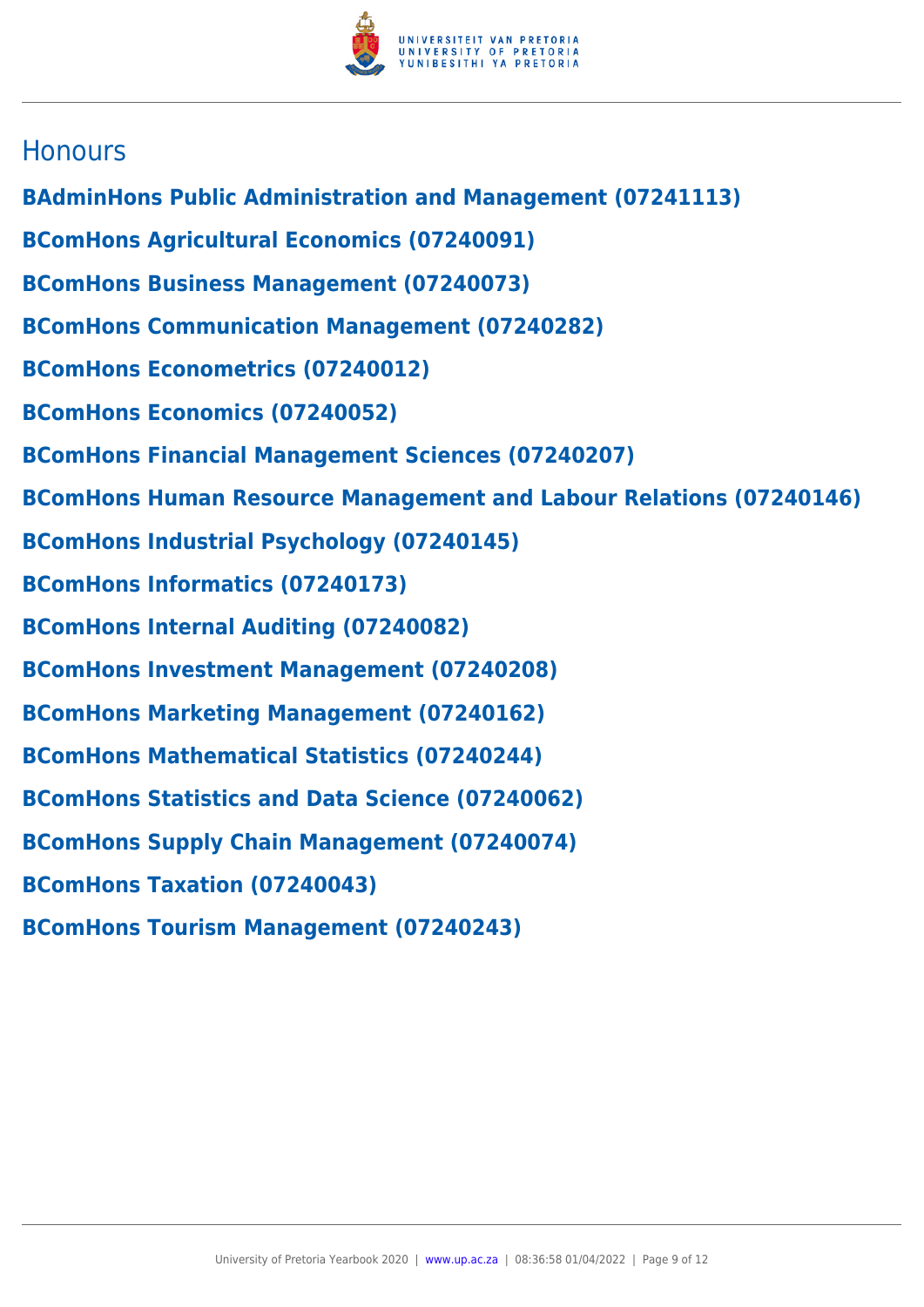## Honours

**BAdminHons Public Administration and Management (07241113)**

**BComHons Agricultural Economics (07240091)**

**BComHons Business Management (07240073)**

**BComHons Communication Management (07240282)**

**BComHons Econometrics (07240012)**

**BComHons Economics (07240052)**

**BComHons Financial Management Sciences (07240207)**

**BComHons Human Resource Management and Labour Relations (07240146)**

**BComHons Industrial Psychology (07240145)**

**BComHons Informatics (07240173)**

**BComHons Internal Auditing (07240082)**

**BComHons Investment Management (07240208)**

**BComHons Marketing Management (07240162)**

**BComHons Mathematical Statistics (07240244)**

**BComHons Statistics and Data Science (07240062)**

**BComHons Supply Chain Management (07240074)**

**BComHons Taxation (07240043)**

**BComHons Tourism Management (07240243)**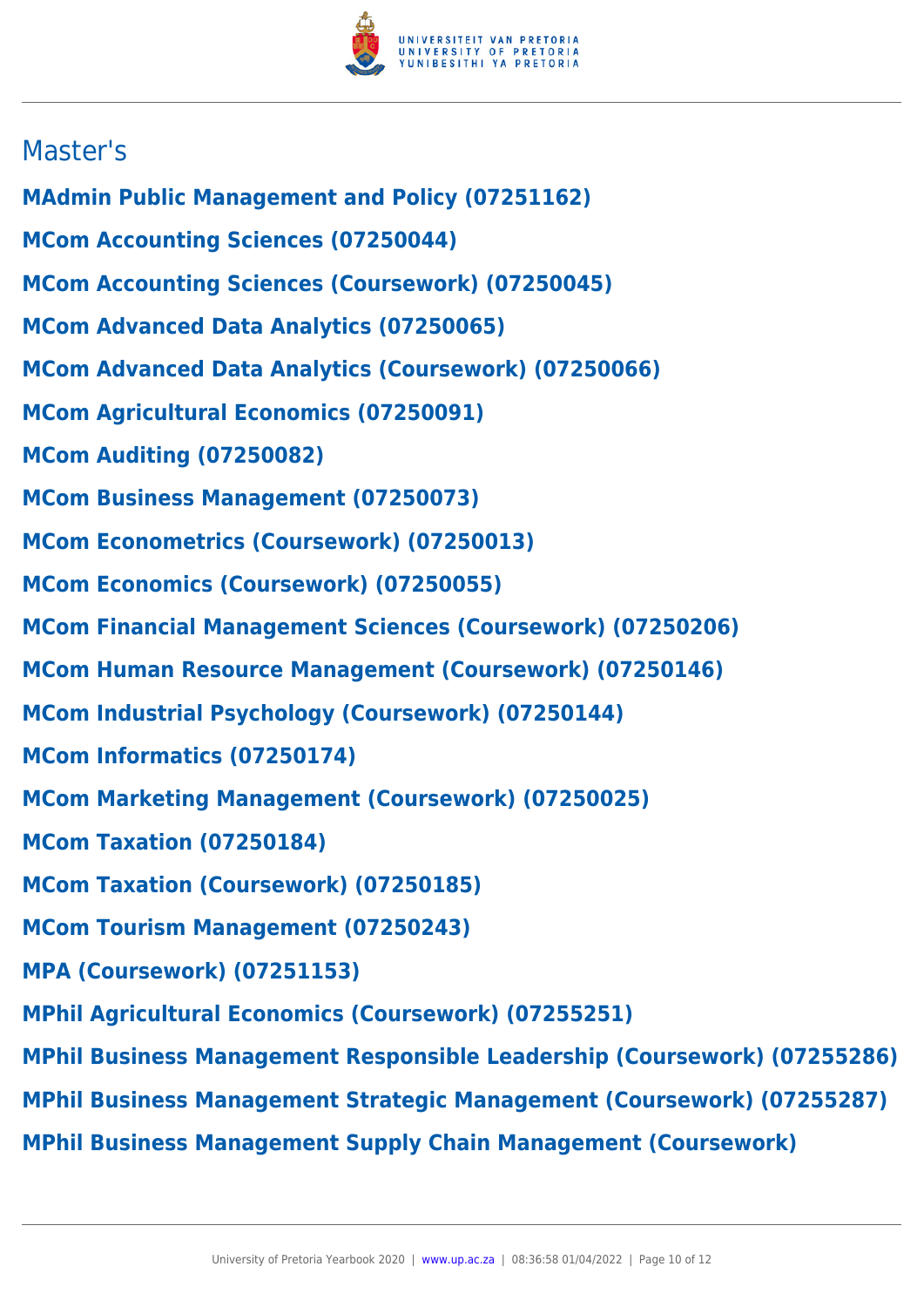## Master's

**MAdmin Public Management and Policy (07251162)**

**MCom Accounting Sciences (07250044)**

**MCom Accounting Sciences (Coursework) (07250045)**

**MCom Advanced Data Analytics (07250065)**

**MCom Advanced Data Analytics (Coursework) (07250066)**

**MCom Agricultural Economics (07250091)**

**MCom Auditing (07250082)**

**MCom Business Management (07250073)**

**MCom Econometrics (Coursework) (07250013)**

**MCom Economics (Coursework) (07250055)**

**MCom Financial Management Sciences (Coursework) (07250206)**

**MCom Human Resource Management (Coursework) (07250146)**

**MCom Industrial Psychology (Coursework) (07250144)**

**MCom Informatics (07250174)**

**MCom Marketing Management (Coursework) (07250025)**

**MCom Taxation (07250184)**

**MCom Taxation (Coursework) (07250185)**

**MCom Tourism Management (07250243)**

**MPA (Coursework) (07251153)**

**MPhil Agricultural Economics (Coursework) (07255251)**

**MPhil Business Management Responsible Leadership (Coursework) (07255286)**

**MPhil Business Management Strategic Management (Coursework) (07255287)**

**MPhil Business Management Supply Chain Management (Coursework)**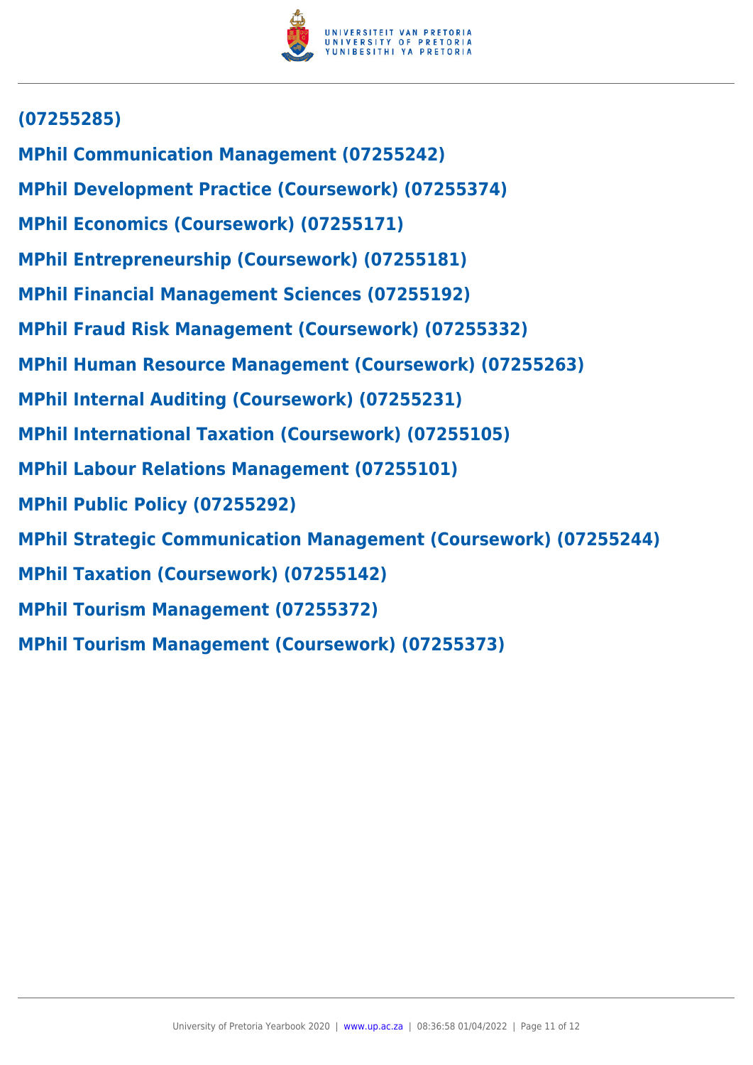**(07255285)**

**MPhil Communication Management (07255242)**

**MPhil Development Practice (Coursework) (07255374)**

**MPhil Economics (Coursework) (07255171)**

**MPhil Entrepreneurship (Coursework) (07255181)**

**MPhil Financial Management Sciences (07255192)**

**MPhil Fraud Risk Management (Coursework) (07255332)**

**MPhil Human Resource Management (Coursework) (07255263)**

**MPhil Internal Auditing (Coursework) (07255231)**

**MPhil International Taxation (Coursework) (07255105)**

**MPhil Labour Relations Management (07255101)**

**MPhil Public Policy (07255292)**

**MPhil Strategic Communication Management (Coursework) (07255244)**

**MPhil Taxation (Coursework) (07255142)**

**MPhil Tourism Management (07255372)**

**MPhil Tourism Management (Coursework) (07255373)**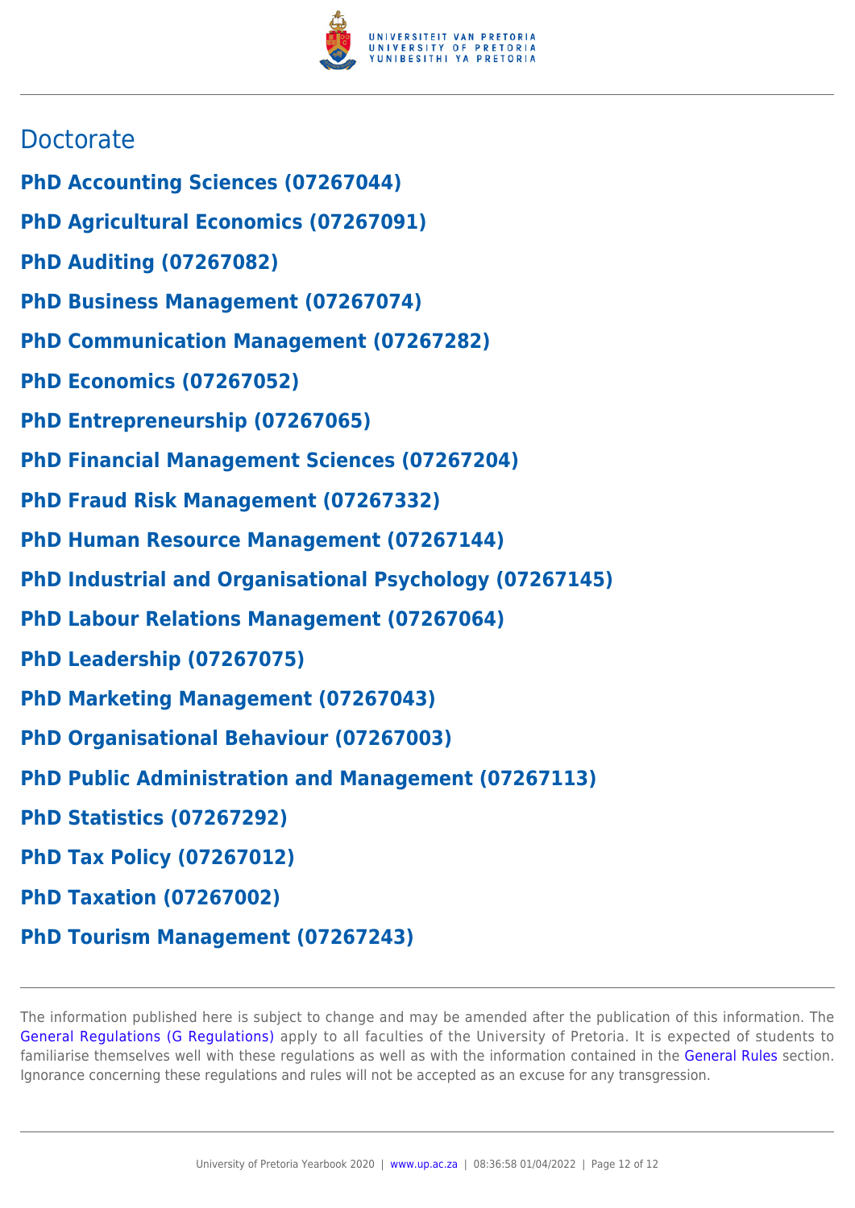## Doctorate

**PhD Accounting Sciences (07267044)**

**PhD Agricultural Economics (07267091)**

**PhD Auditing (07267082)**

**PhD Business Management (07267074)**

**PhD Communication Management (07267282)**

**PhD Economics (07267052)**

**PhD Entrepreneurship (07267065)**

**PhD Financial Management Sciences (07267204)**

**PhD Fraud Risk Management (07267332)**

**PhD Human Resource Management (07267144)**

**PhD Industrial and Organisational Psychology (07267145)**

**PhD Labour Relations Management (07267064)**

**PhD Leadership (07267075)**

**PhD Marketing Management (07267043)**

**PhD Organisational Behaviour (07267003)**

**PhD Public Administration and Management (07267113)**

**PhD Statistics (07267292)**

**PhD Tax Policy (07267012)**

**PhD Taxation (07267002)**

**PhD Tourism Management (07267243)**

The information published here is subject to change and may be amended after the publication of this information. The General Regulations (G Regulations) apply to all faculties of the University of Pretoria. It is expected of students to familiarise themselves well with these regulations as well as with the information contained in the General Rules section. Ignorance concerning these regulations and rules will not be accepted as an excuse for any transgression.